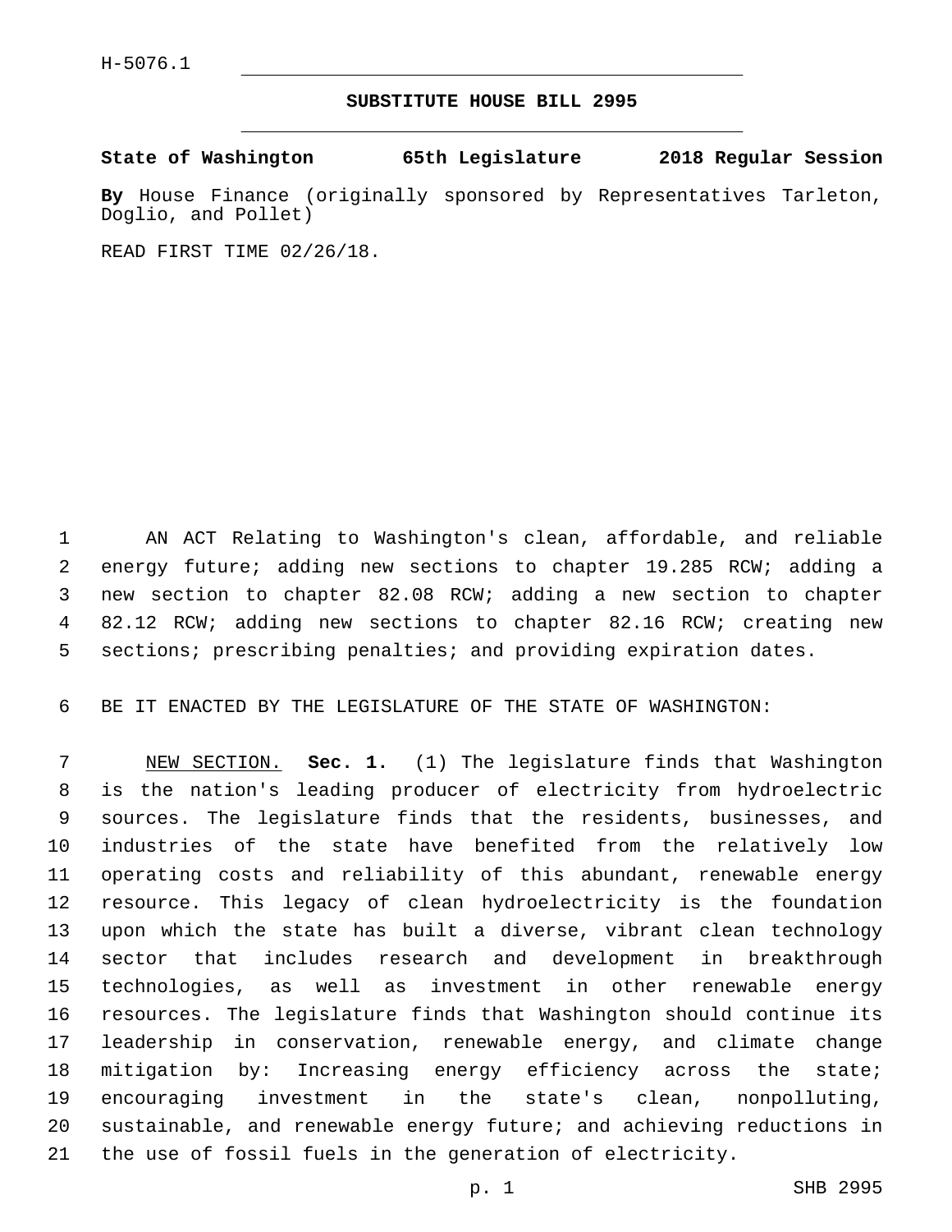H-5076.1

# SUBSTITUTE HOUSE BILL 2995

**State of Washington 65th Legislature 2018 Regular Session**

**By** House Finance (originally sponsored by Representatives Tarleton, Doglio, and Pollet)

READ FIRST TIME 02/26/18.

AN ACT Relating to Washington's clean, affordable, and reliable energy future; adding new sections to chapter 19.285 RCW; adding a new section to chapter 82.08 RCW; adding a new section to chapter 82.12 RCW; adding new sections to chapter 82.16 RCW; creating new sections; prescribing penalties; and providing expiration dates.

BE IT ENACTED BY THE LEGISLATURE OF THE STATE OF WASHINGTON:

NEW SECTION. **Sec. 1.** (1) The legislature finds that Washington is the nation's leading producer of electricity from hydroelectric sources. The legislature finds that the residents, businesses, and industries of the state have benefited from the relatively low operating costs and reliability of this abundant, renewable energy resource. This legacy of clean hydroelectricity is the foundation upon which the state has built a diverse, vibrant clean technology sector that includes research and development in breakthrough technologies, as well as investment in other renewable energy resources. The legislature finds that Washington should continue its leadership in conservation, renewable energy, and climate change mitigation by: Increasing energy efficiency across the state; encouraging investment in the state's clean, nonpolluting, sustainable, and renewable energy future; and achieving reductions in the use of fossil fuels in the generation of electricity.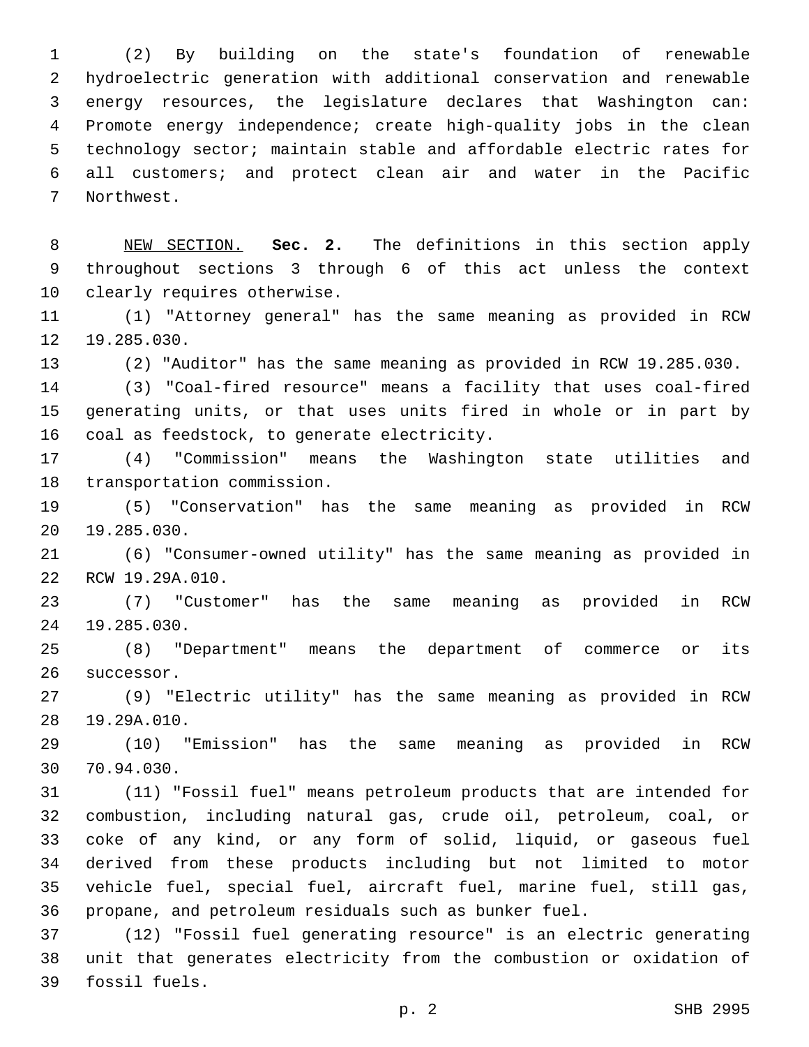(2) By building on the state's foundation of renewable hydroelectric generation with additional conservation and renewable energy resources, the legislature declares that Washington can: Promote energy independence; create high-quality jobs in the clean technology sector; maintain stable and affordable electric rates for all customers; and protect clean air and water in the Pacific Northwest.

NEW SECTION. **Sec. 2.** The definitions in this section apply throughout sections 3 through 6 of this act unless the context clearly requires otherwise.

(1) "Attorney general" has the same meaning as provided in RCW 19.285.030.

(2) "Auditor" has the same meaning as provided in RCW 19.285.030.

(3) "Coal-fired resource" means a facility that uses coal-fired generating units, or that uses units fired in whole or in part by coal as feedstock, to generate electricity.

(4) "Commission" means the Washington state utilities and transportation commission.

(5) "Conservation" has the same meaning as provided in RCW 19.285.030.

(6) "Consumer-owned utility" has the same meaning as provided in RCW 19.29A.010.

(7) "Customer" has the same meaning as provided in RCW 19.285.030.

(8) "Department" means the department of commerce or its successor.

(9) "Electric utility" has the same meaning as provided in RCW 19.29A.010.

(10) "Emission" has the same meaning as provided in RCW 70.94.030.

(11) "Fossil fuel" means petroleum products that are intended for combustion, including natural gas, crude oil, petroleum, coal, or coke of any kind, or any form of solid, liquid, or gaseous fuel derived from these products including but not limited to motor vehicle fuel, special fuel, aircraft fuel, marine fuel, still gas, propane, and petroleum residuals such as bunker fuel.

(12) "Fossil fuel generating resource" is an electric generating unit that generates electricity from the combustion or oxidation of fossil fuels.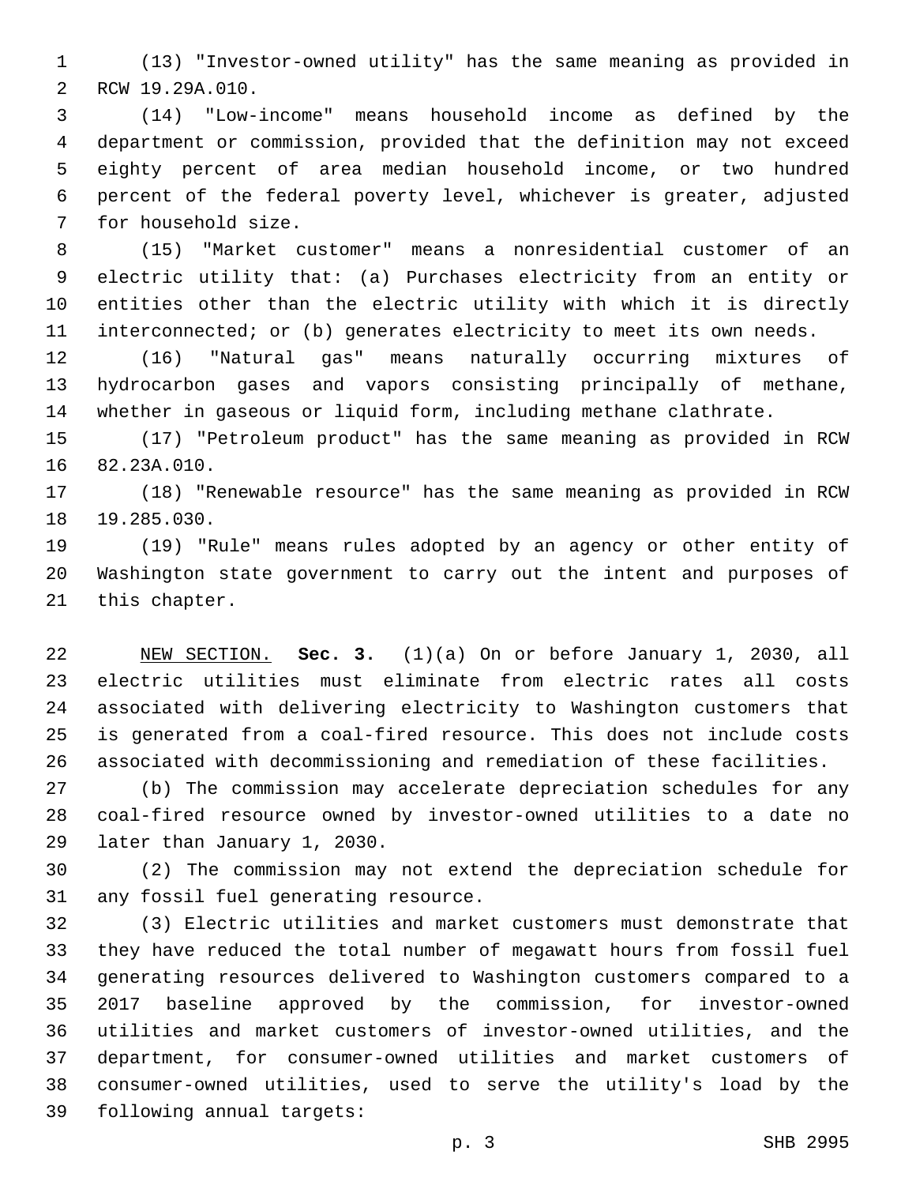(13) "Investor-owned utility" has the same meaning as provided in RCW 19.29A.010.

(14) "Low-income" means household income as defined by the department or commission, provided that the definition may not exceed eighty percent of area median household income, or two hundred percent of the federal poverty level, whichever is greater, adjusted for household size.

(15) "Market customer" means a nonresidential customer of an electric utility that: (a) Purchases electricity from an entity or entities other than the electric utility with which it is directly interconnected; or (b) generates electricity to meet its own needs.

(16) "Natural gas" means naturally occurring mixtures of hydrocarbon gases and vapors consisting principally of methane, whether in gaseous or liquid form, including methane clathrate.

(17) "Petroleum product" has the same meaning as provided in RCW 82.23A.010.

(18) "Renewable resource" has the same meaning as provided in RCW 19.285.030.

(19) "Rule" means rules adopted by an agency or other entity of Washington state government to carry out the intent and purposes of this chapter.

NEW SECTION. **Sec. 3.** (1)(a) On or before January 1, 2030, all electric utilities must eliminate from electric rates all costs associated with delivering electricity to Washington customers that is generated from a coal-fired resource. This does not include costs associated with decommissioning and remediation of these facilities.

(b) The commission may accelerate depreciation schedules for any coal-fired resource owned by investor-owned utilities to a date no later than January 1, 2030.

(2) The commission may not extend the depreciation schedule for any fossil fuel generating resource.

(3) Electric utilities and market customers must demonstrate that they have reduced the total number of megawatt hours from fossil fuel generating resources delivered to Washington customers compared to a 2017 baseline approved by the commission, for investor-owned utilities and market customers of investor-owned utilities, and the department, for consumer-owned utilities and market customers of consumer-owned utilities, used to serve the utility's load by the following annual targets: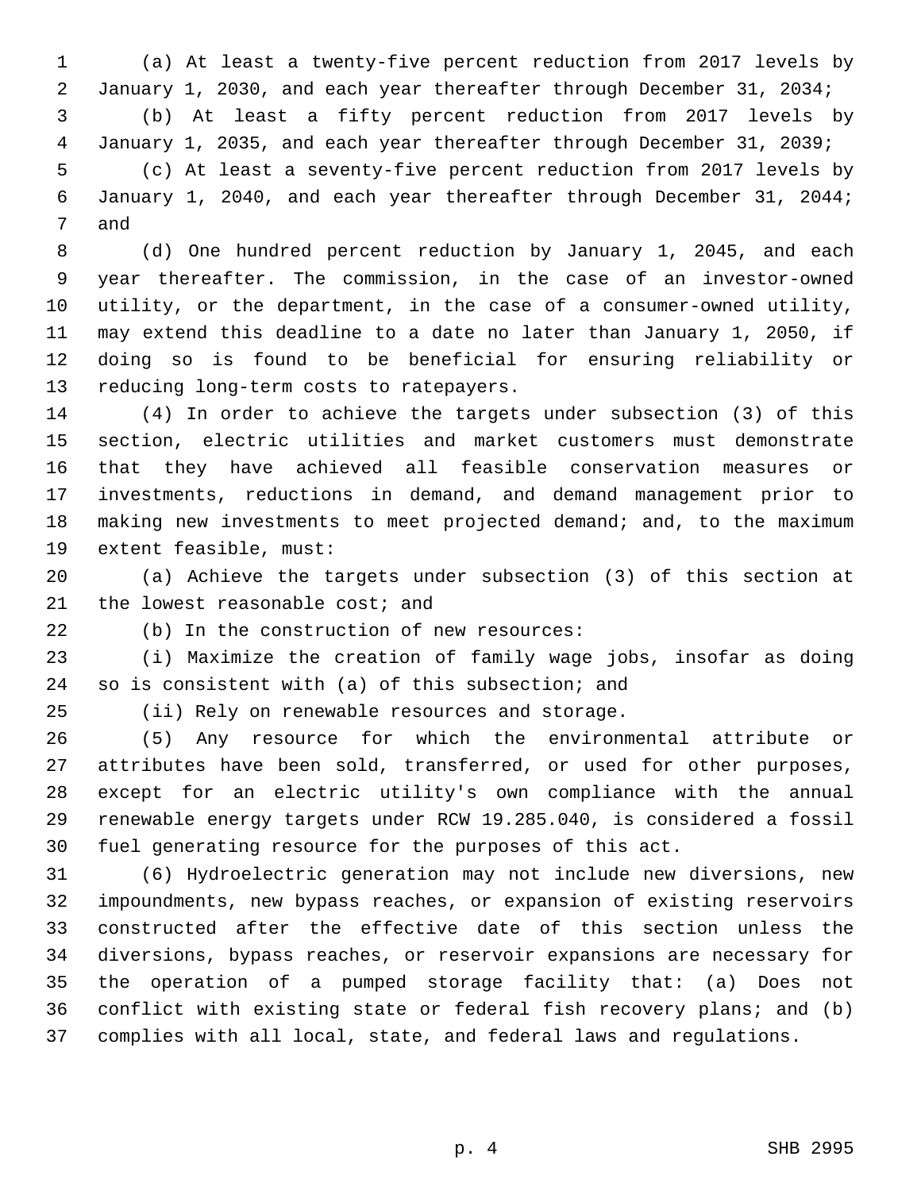(a) At least a twenty-five percent reduction from 2017 levels by January 1, 2030, and each year thereafter through December 31, 2034;

(b) At least a fifty percent reduction from 2017 levels by January 1, 2035, and each year thereafter through December 31, 2039;

(c) At least a seventy-five percent reduction from 2017 levels by January 1, 2040, and each year thereafter through December 31, 2044; and

(d) One hundred percent reduction by January 1, 2045, and each year thereafter. The commission, in the case of an investor-owned utility, or the department, in the case of a consumer-owned utility, may extend this deadline to a date no later than January 1, 2050, if doing so is found to be beneficial for ensuring reliability or reducing long-term costs to ratepayers.

(4) In order to achieve the targets under subsection (3) of this section, electric utilities and market customers must demonstrate that they have achieved all feasible conservation measures or investments, reductions in demand, and demand management prior to making new investments to meet projected demand; and, to the maximum extent feasible, must:

(a) Achieve the targets under subsection (3) of this section at the lowest reasonable cost; and

(b) In the construction of new resources:

(i) Maximize the creation of family wage jobs, insofar as doing so is consistent with (a) of this subsection; and

(ii) Rely on renewable resources and storage.

(5) Any resource for which the environmental attribute or attributes have been sold, transferred, or used for other purposes, except for an electric utility's own compliance with the annual renewable energy targets under RCW 19.285.040, is considered a fossil fuel generating resource for the purposes of this act.

(6) Hydroelectric generation may not include new diversions, new impoundments, new bypass reaches, or expansion of existing reservoirs constructed after the effective date of this section unless the diversions, bypass reaches, or reservoir expansions are necessary for the operation of a pumped storage facility that: (a) Does not conflict with existing state or federal fish recovery plans; and (b) complies with all local, state, and federal laws and regulations.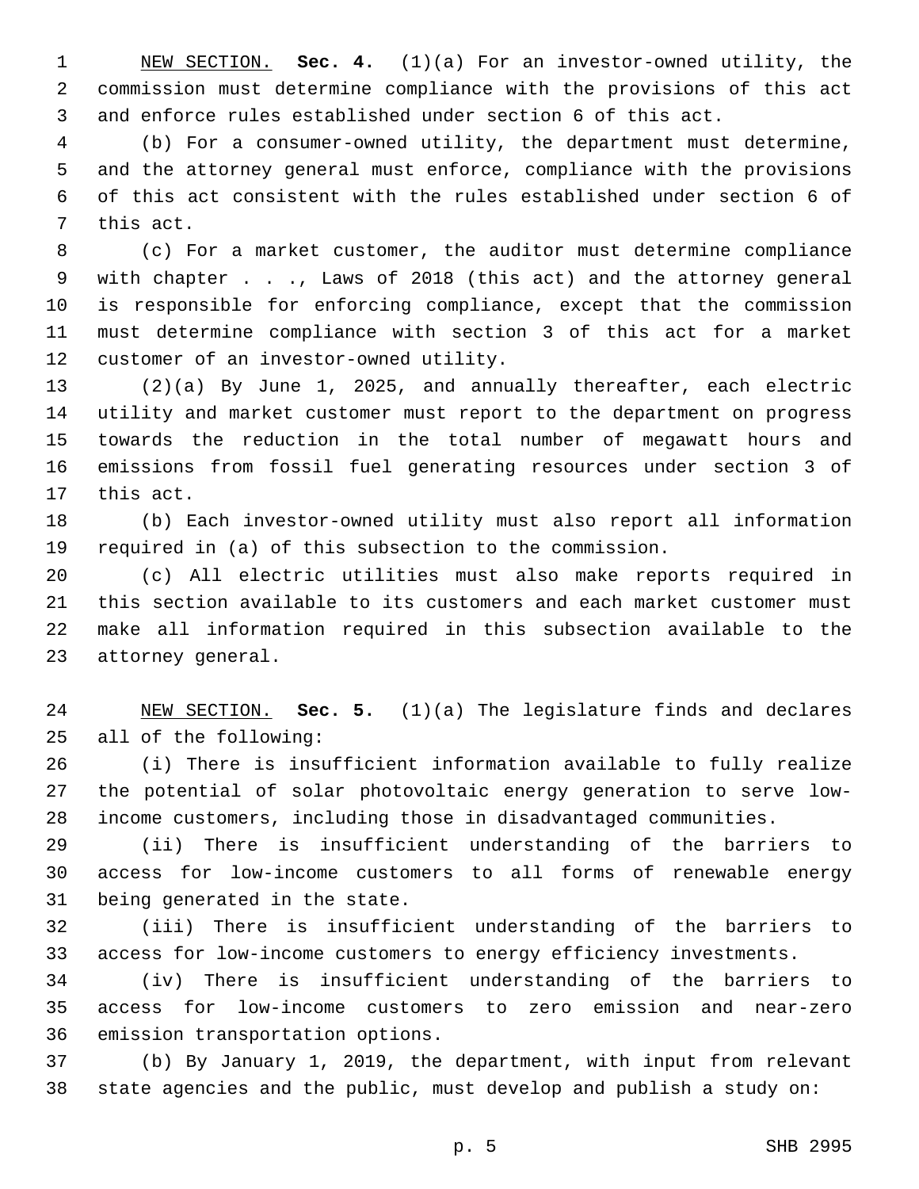NEW SECTION. **Sec. 4.** (1)(a) For an investor-owned utility, the commission must determine compliance with the provisions of this act and enforce rules established under section 6 of this act.

(b) For a consumer-owned utility, the department must determine, and the attorney general must enforce, compliance with the provisions of this act consistent with the rules established under section 6 of this act.

(c) For a market customer, the auditor must determine compliance with chapter . . ., Laws of 2018 (this act) and the attorney general is responsible for enforcing compliance, except that the commission must determine compliance with section 3 of this act for a market customer of an investor-owned utility.

(2)(a) By June 1, 2025, and annually thereafter, each electric utility and market customer must report to the department on progress towards the reduction in the total number of megawatt hours and emissions from fossil fuel generating resources under section 3 of this act.

(b) Each investor-owned utility must also report all information required in (a) of this subsection to the commission.

(c) All electric utilities must also make reports required in this section available to its customers and each market customer must make all information required in this subsection available to the attorney general.

NEW SECTION. **Sec. 5.** (1)(a) The legislature finds and declares all of the following:

(i) There is insufficient information available to fully realize the potential of solar photovoltaic energy generation to serve low-income customers, including those in disadvantaged communities.

(ii) There is insufficient understanding of the barriers to access for low-income customers to all forms of renewable energy being generated in the state.

(iii) There is insufficient understanding of the barriers to access for low-income customers to energy efficiency investments.

(iv) There is insufficient understanding of the barriers to access for low-income customers to zero emission and near-zero emission transportation options.

(b) By January 1, 2019, the department, with input from relevant state agencies and the public, must develop and publish a study on: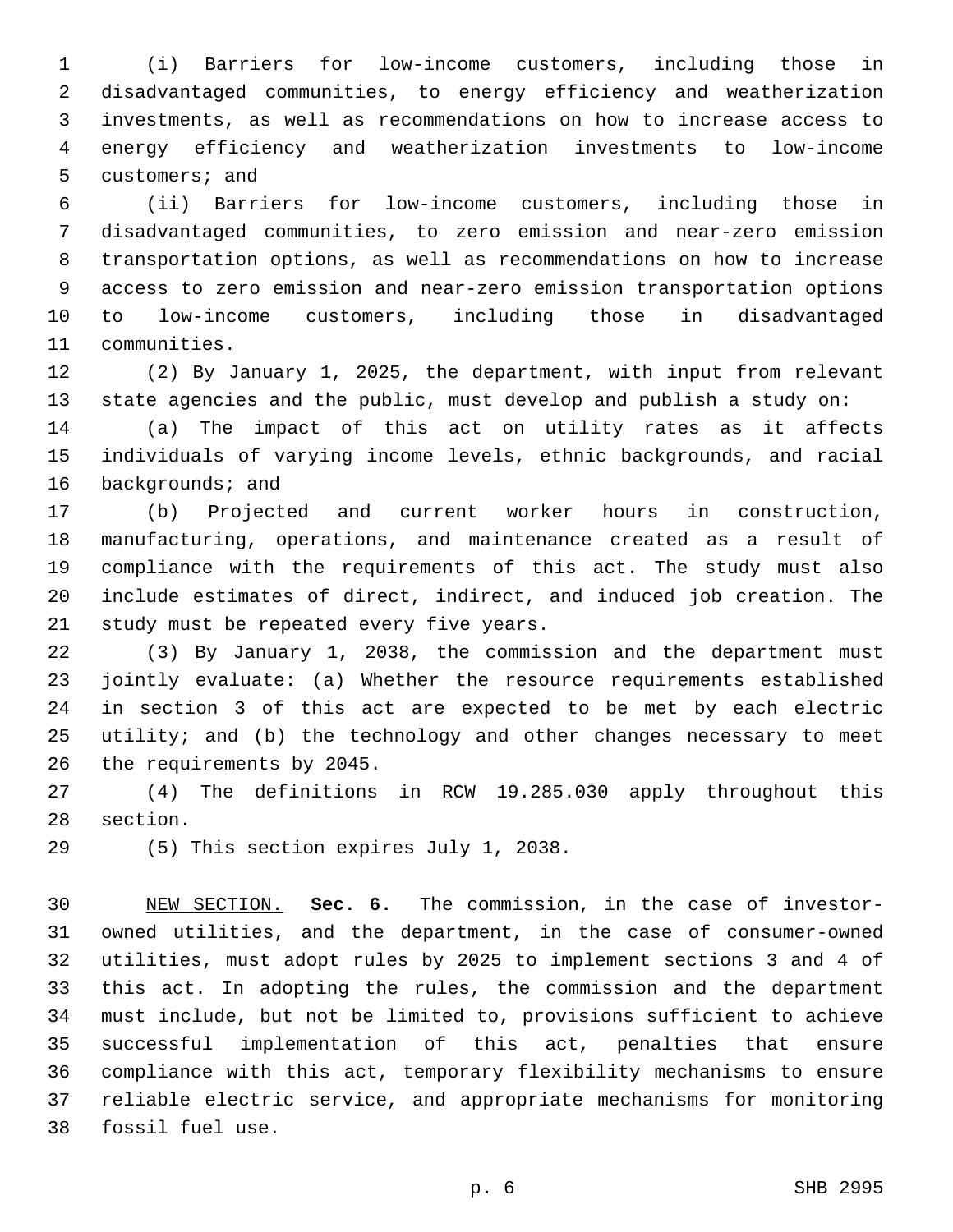(i) Barriers for low-income customers, including those in disadvantaged communities, to energy efficiency and weatherization investments, as well as recommendations on how to increase access to energy efficiency and weatherization investments to low-income customers; and

(ii) Barriers for low-income customers, including those in disadvantaged communities, to zero emission and near-zero emission transportation options, as well as recommendations on how to increase access to zero emission and near-zero emission transportation options to low-income customers, including those in disadvantaged communities.

(2) By January 1, 2025, the department, with input from relevant state agencies and the public, must develop and publish a study on:

(a) The impact of this act on utility rates as it affects individuals of varying income levels, ethnic backgrounds, and racial backgrounds; and

(b) Projected and current worker hours in construction, manufacturing, operations, and maintenance created as a result of compliance with the requirements of this act. The study must also include estimates of direct, indirect, and induced job creation. The study must be repeated every five years.

(3) By January 1, 2038, the commission and the department must jointly evaluate: (a) Whether the resource requirements established in section 3 of this act are expected to be met by each electric utility; and (b) the technology and other changes necessary to meet the requirements by 2045.

(4) The definitions in RCW 19.285.030 apply throughout this section.

(5) This section expires July 1, 2038.

NEW SECTION. **Sec. 6.** The commission, in the case of investor-owned utilities, and the department, in the case of consumer-owned utilities, must adopt rules by 2025 to implement sections 3 and 4 of this act. In adopting the rules, the commission and the department must include, but not be limited to, provisions sufficient to achieve successful implementation of this act, penalties that ensure compliance with this act, temporary flexibility mechanisms to ensure reliable electric service, and appropriate mechanisms for monitoring fossil fuel use.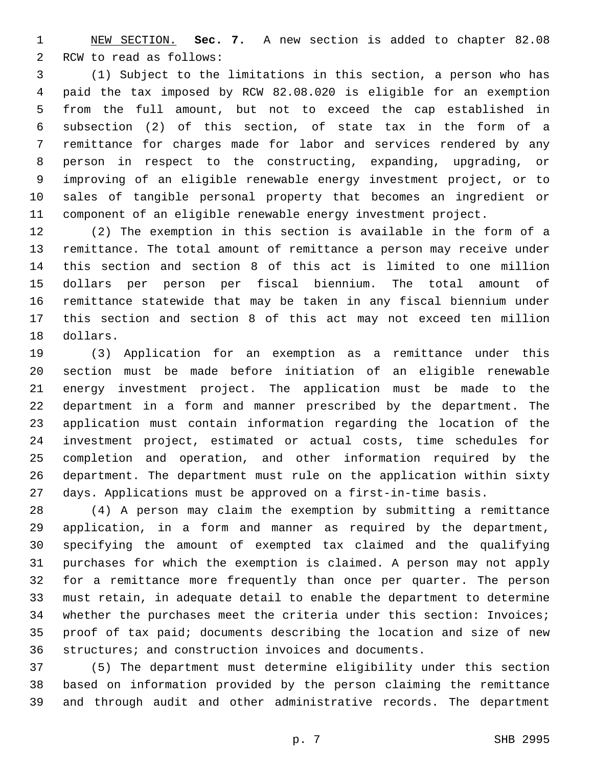NEW SECTION. **Sec. 7.** A new section is added to chapter 82.08 RCW to read as follows:

(1) Subject to the limitations in this section, a person who has paid the tax imposed by RCW 82.08.020 is eligible for an exemption from the full amount, but not to exceed the cap established in subsection (2) of this section, of state tax in the form of a remittance for charges made for labor and services rendered by any person in respect to the constructing, expanding, upgrading, or improving of an eligible renewable energy investment project, or to sales of tangible personal property that becomes an ingredient or component of an eligible renewable energy investment project.

(2) The exemption in this section is available in the form of a remittance. The total amount of remittance a person may receive under this section and section 8 of this act is limited to one million dollars per person per fiscal biennium. The total amount of remittance statewide that may be taken in any fiscal biennium under this section and section 8 of this act may not exceed ten million dollars.

(3) Application for an exemption as a remittance under this section must be made before initiation of an eligible renewable energy investment project. The application must be made to the department in a form and manner prescribed by the department. The application must contain information regarding the location of the investment project, estimated or actual costs, time schedules for completion and operation, and other information required by the department. The department must rule on the application within sixty days. Applications must be approved on a first-in-time basis.

(4) A person may claim the exemption by submitting a remittance application, in a form and manner as required by the department, specifying the amount of exempted tax claimed and the qualifying purchases for which the exemption is claimed. A person may not apply for a remittance more frequently than once per quarter. The person must retain, in adequate detail to enable the department to determine whether the purchases meet the criteria under this section: Invoices; proof of tax paid; documents describing the location and size of new structures; and construction invoices and documents.

(5) The department must determine eligibility under this section based on information provided by the person claiming the remittance and through audit and other administrative records. The department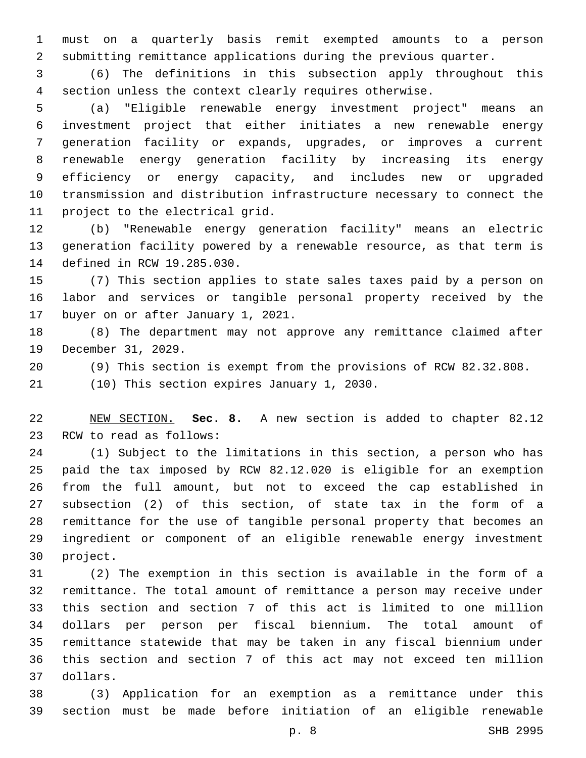must on a quarterly basis remit exempted amounts to a person submitting remittance applications during the previous quarter.

(6) The definitions in this subsection apply throughout this section unless the context clearly requires otherwise.

(a) "Eligible renewable energy investment project" means an investment project that either initiates a new renewable energy generation facility or expands, upgrades, or improves a current renewable energy generation facility by increasing its energy efficiency or energy capacity, and includes new or upgraded transmission and distribution infrastructure necessary to connect the project to the electrical grid.

(b) "Renewable energy generation facility" means an electric generation facility powered by a renewable resource, as that term is defined in RCW 19.285.030.

(7) This section applies to state sales taxes paid by a person on labor and services or tangible personal property received by the buyer on or after January 1, 2021.

(8) The department may not approve any remittance claimed after December 31, 2029.

(9) This section is exempt from the provisions of RCW 82.32.808.

(10) This section expires January 1, 2030.

NEW SECTION. **Sec. 8.** A new section is added to chapter 82.12 RCW to read as follows:

(1) Subject to the limitations in this section, a person who has paid the tax imposed by RCW 82.12.020 is eligible for an exemption from the full amount, but not to exceed the cap established in subsection (2) of this section, of state tax in the form of a remittance for the use of tangible personal property that becomes an ingredient or component of an eligible renewable energy investment project.

(2) The exemption in this section is available in the form of a remittance. The total amount of remittance a person may receive under this section and section 7 of this act is limited to one million dollars per person per fiscal biennium. The total amount of remittance statewide that may be taken in any fiscal biennium under this section and section 7 of this act may not exceed ten million dollars.

(3) Application for an exemption as a remittance under this section must be made before initiation of an eligible renewable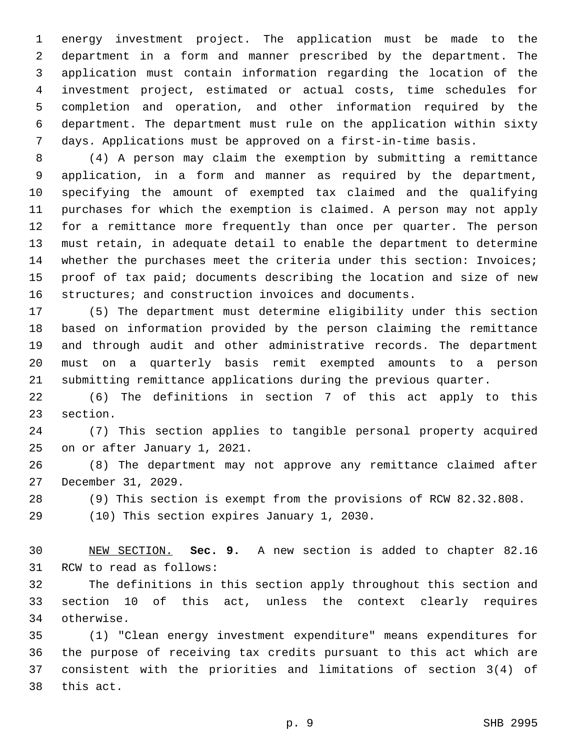energy investment project. The application must be made to the department in a form and manner prescribed by the department. The application must contain information regarding the location of the investment project, estimated or actual costs, time schedules for completion and operation, and other information required by the department. The department must rule on the application within sixty days. Applications must be approved on a first-in-time basis.

(4) A person may claim the exemption by submitting a remittance application, in a form and manner as required by the department, specifying the amount of exempted tax claimed and the qualifying purchases for which the exemption is claimed. A person may not apply for a remittance more frequently than once per quarter. The person must retain, in adequate detail to enable the department to determine whether the purchases meet the criteria under this section: Invoices; proof of tax paid; documents describing the location and size of new structures; and construction invoices and documents.

(5) The department must determine eligibility under this section based on information provided by the person claiming the remittance and through audit and other administrative records. The department must on a quarterly basis remit exempted amounts to a person submitting remittance applications during the previous quarter.

(6) The definitions in section 7 of this act apply to this section.

(7) This section applies to tangible personal property acquired on or after January 1, 2021.

(8) The department may not approve any remittance claimed after December 31, 2029.

(9) This section is exempt from the provisions of RCW 82.32.808.

(10) This section expires January 1, 2030.

NEW SECTION. **Sec. 9.** A new section is added to chapter 82.16 RCW to read as follows:

The definitions in this section apply throughout this section and section 10 of this act, unless the context clearly requires otherwise.

(1) "Clean energy investment expenditure" means expenditures for the purpose of receiving tax credits pursuant to this act which are consistent with the priorities and limitations of section 3(4) of this act.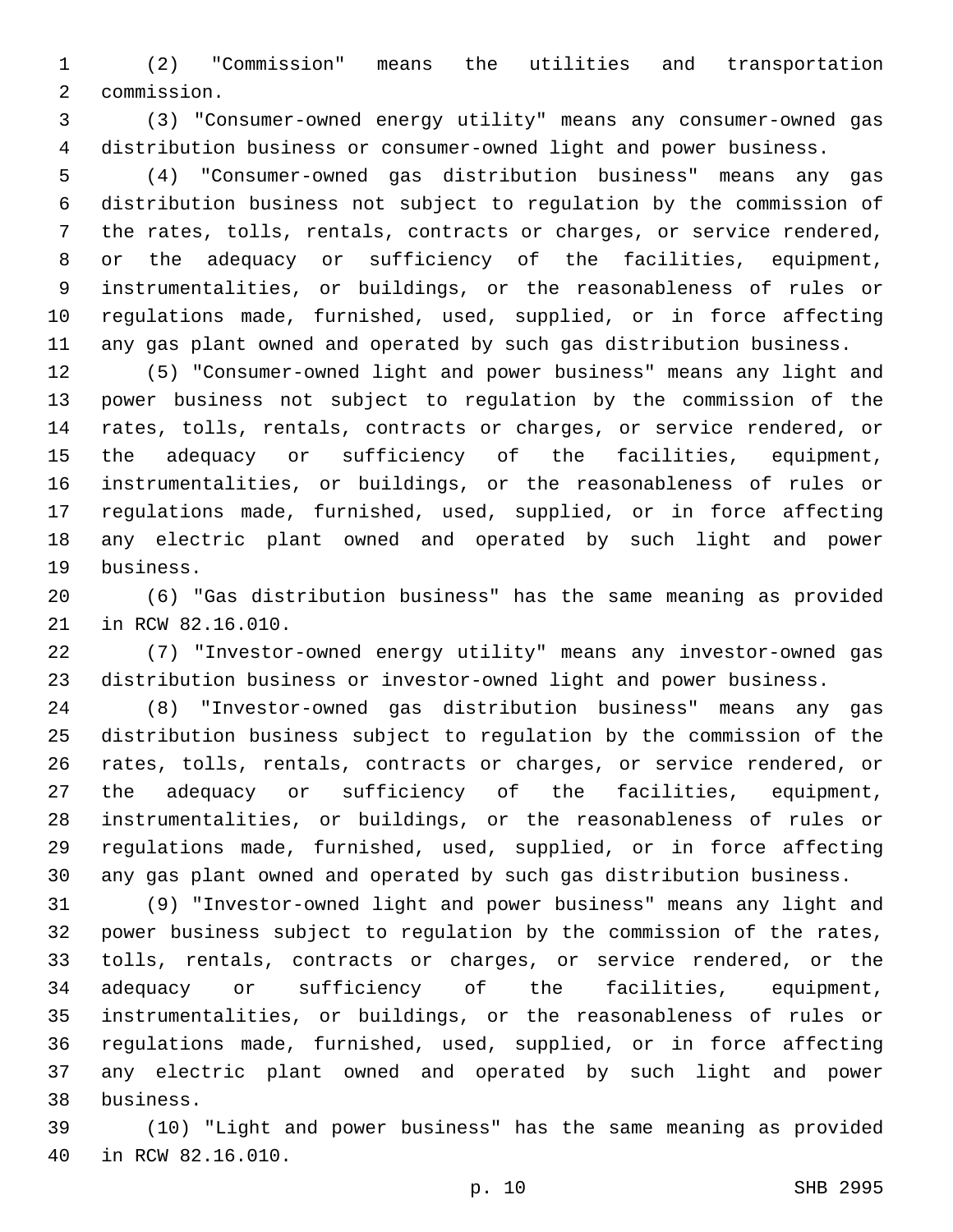(2) "Commission" means the utilities and transportation commission.

(3) "Consumer-owned energy utility" means any consumer-owned gas distribution business or consumer-owned light and power business.

(4) "Consumer-owned gas distribution business" means any gas distribution business not subject to regulation by the commission of the rates, tolls, rentals, contracts or charges, or service rendered, or the adequacy or sufficiency of the facilities, equipment, instrumentalities, or buildings, or the reasonableness of rules or regulations made, furnished, used, supplied, or in force affecting any gas plant owned and operated by such gas distribution business.

(5) "Consumer-owned light and power business" means any light and power business not subject to regulation by the commission of the rates, tolls, rentals, contracts or charges, or service rendered, or the adequacy or sufficiency of the facilities, equipment, instrumentalities, or buildings, or the reasonableness of rules or regulations made, furnished, used, supplied, or in force affecting any electric plant owned and operated by such light and power business.

(6) "Gas distribution business" has the same meaning as provided in RCW 82.16.010.

(7) "Investor-owned energy utility" means any investor-owned gas distribution business or investor-owned light and power business.

(8) "Investor-owned gas distribution business" means any gas distribution business subject to regulation by the commission of the rates, tolls, rentals, contracts or charges, or service rendered, or the adequacy or sufficiency of the facilities, equipment, instrumentalities, or buildings, or the reasonableness of rules or regulations made, furnished, used, supplied, or in force affecting any gas plant owned and operated by such gas distribution business.

(9) "Investor-owned light and power business" means any light and power business subject to regulation by the commission of the rates, tolls, rentals, contracts or charges, or service rendered, or the adequacy or sufficiency of the facilities, equipment, instrumentalities, or buildings, or the reasonableness of rules or regulations made, furnished, used, supplied, or in force affecting any electric plant owned and operated by such light and power business.

(10) "Light and power business" has the same meaning as provided in RCW 82.16.010.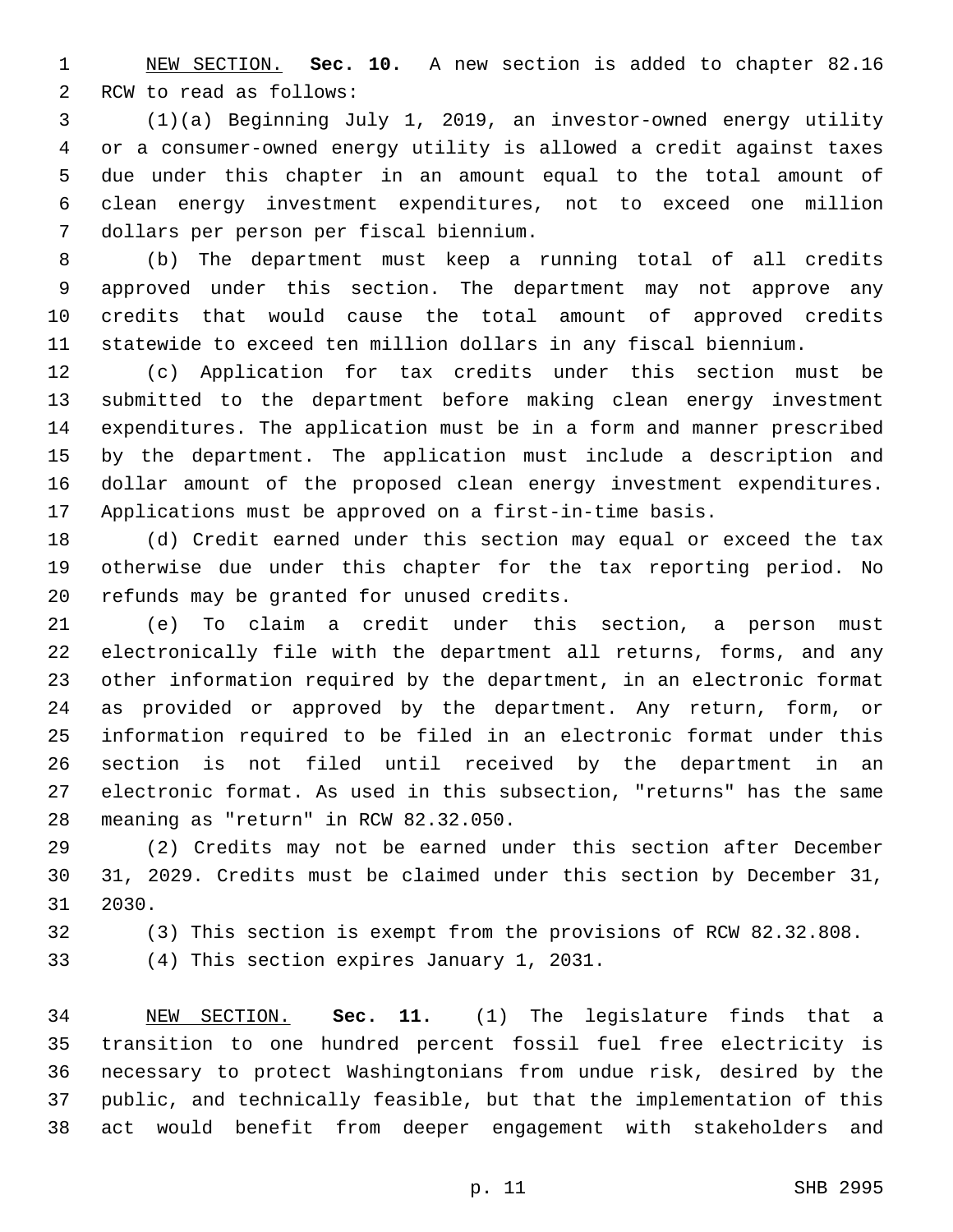NEW SECTION. **Sec. 10.** A new section is added to chapter 82.16 RCW to read as follows:

(1)(a) Beginning July 1, 2019, an investor-owned energy utility or a consumer-owned energy utility is allowed a credit against taxes due under this chapter in an amount equal to the total amount of clean energy investment expenditures, not to exceed one million dollars per person per fiscal biennium.

(b) The department must keep a running total of all credits approved under this section. The department may not approve any credits that would cause the total amount of approved credits statewide to exceed ten million dollars in any fiscal biennium.

(c) Application for tax credits under this section must be submitted to the department before making clean energy investment expenditures. The application must be in a form and manner prescribed by the department. The application must include a description and dollar amount of the proposed clean energy investment expenditures. Applications must be approved on a first-in-time basis.

(d) Credit earned under this section may equal or exceed the tax otherwise due under this chapter for the tax reporting period. No refunds may be granted for unused credits.

(e) To claim a credit under this section, a person must electronically file with the department all returns, forms, and any other information required by the department, in an electronic format as provided or approved by the department. Any return, form, or information required to be filed in an electronic format under this section is not filed until received by the department in an electronic format. As used in this subsection, "returns" has the same meaning as "return" in RCW 82.32.050.

(2) Credits may not be earned under this section after December 31, 2029. Credits must be claimed under this section by December 31, 2030.

(3) This section is exempt from the provisions of RCW 82.32.808.

(4) This section expires January 1, 2031.

NEW SECTION. **Sec. 11.** (1) The legislature finds that a transition to one hundred percent fossil fuel free electricity is necessary to protect Washingtonians from undue risk, desired by the public, and technically feasible, but that the implementation of this act would benefit from deeper engagement with stakeholders and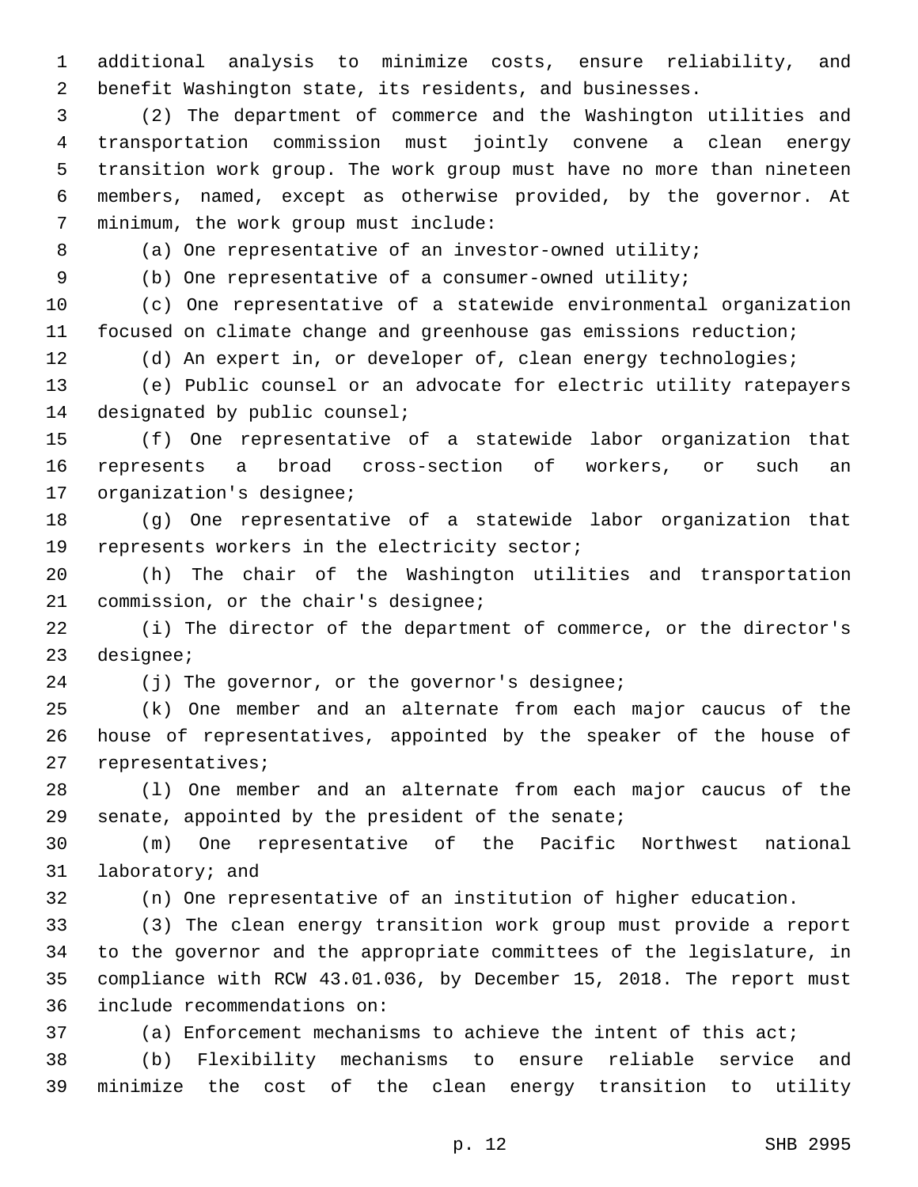additional analysis to minimize costs, ensure reliability, and benefit Washington state, its residents, and businesses.

(2) The department of commerce and the Washington utilities and transportation commission must jointly convene a clean energy transition work group. The work group must have no more than nineteen members, named, except as otherwise provided, by the governor. At minimum, the work group must include:

(a) One representative of an investor-owned utility;

(b) One representative of a consumer-owned utility;

(c) One representative of a statewide environmental organization focused on climate change and greenhouse gas emissions reduction;

(d) An expert in, or developer of, clean energy technologies;

(e) Public counsel or an advocate for electric utility ratepayers designated by public counsel;

(f) One representative of a statewide labor organization that represents a broad cross-section of workers, or such an organization's designee;

(g) One representative of a statewide labor organization that represents workers in the electricity sector;

(h) The chair of the Washington utilities and transportation commission, or the chair's designee;

(i) The director of the department of commerce, or the director's designee;

(j) The governor, or the governor's designee;

(k) One member and an alternate from each major caucus of the house of representatives, appointed by the speaker of the house of representatives;

(l) One member and an alternate from each major caucus of the senate, appointed by the president of the senate;

(m) One representative of the Pacific Northwest national laboratory; and

(n) One representative of an institution of higher education.

(3) The clean energy transition work group must provide a report to the governor and the appropriate committees of the legislature, in compliance with RCW 43.01.036, by December 15, 2018. The report must include recommendations on:

(a) Enforcement mechanisms to achieve the intent of this act;

(b) Flexibility mechanisms to ensure reliable service and minimize the cost of the clean energy transition to utility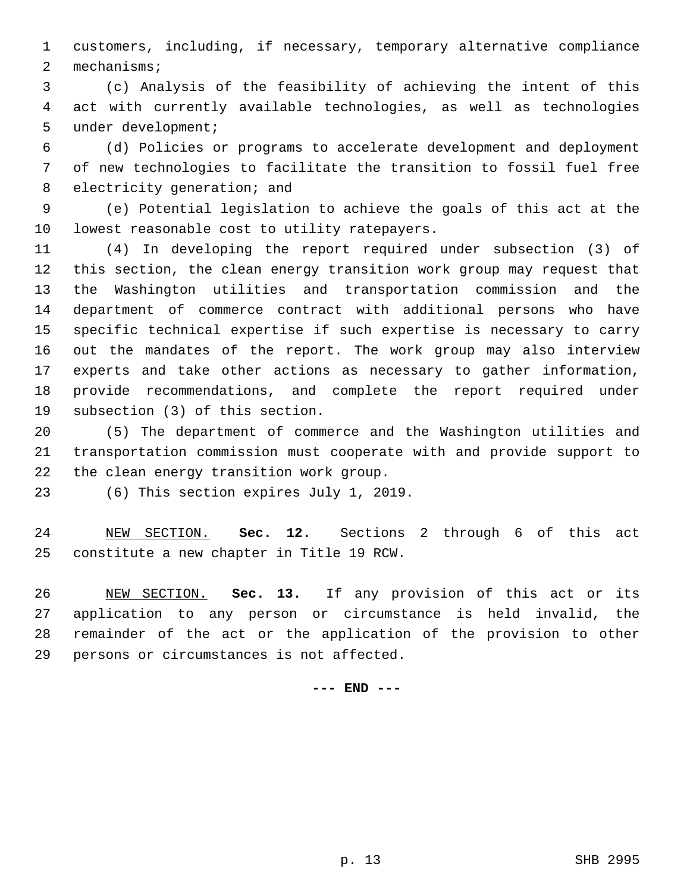customers, including, if necessary, temporary alternative compliance mechanisms;

(c) Analysis of the feasibility of achieving the intent of this act with currently available technologies, as well as technologies under development;

(d) Policies or programs to accelerate development and deployment of new technologies to facilitate the transition to fossil fuel free electricity generation; and

(e) Potential legislation to achieve the goals of this act at the lowest reasonable cost to utility ratepayers.

(4) In developing the report required under subsection (3) of this section, the clean energy transition work group may request that the Washington utilities and transportation commission and the department of commerce contract with additional persons who have specific technical expertise if such expertise is necessary to carry out the mandates of the report. The work group may also interview experts and take other actions as necessary to gather information, provide recommendations, and complete the report required under subsection (3) of this section.

(5) The department of commerce and the Washington utilities and transportation commission must cooperate with and provide support to the clean energy transition work group.

(6) This section expires July 1, 2019.

NEW SECTION. **Sec. 12.** Sections 2 through 6 of this act constitute a new chapter in Title 19 RCW.

NEW SECTION. **Sec. 13.** If any provision of this act or its application to any person or circumstance is held invalid, the remainder of the act or the application of the provision to other persons or circumstances is not affected.

**--- END ---**